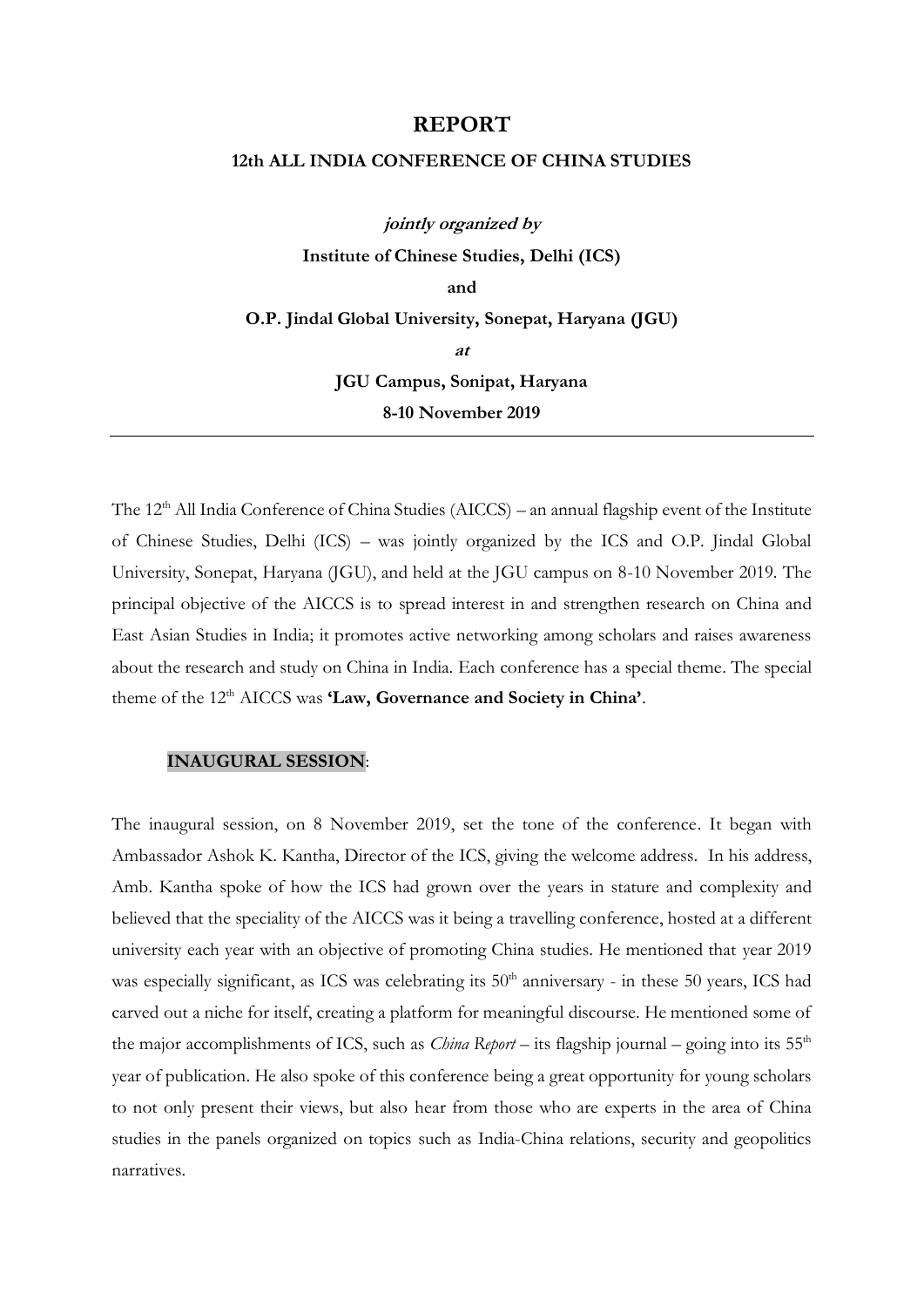# REPORT

## 12th ALL INDIA CONFERENCE OF CHINA STUDIES

***jointly organized by***

**Institute of Chinese Studies, Delhi (ICS)**

**and**

**O.P. Jindal Global University, Sonepat, Haryana (JGU)**

***at***

**JGU Campus, Sonipat, Haryana**

**8-10 November 2019**

---

The 12th All India Conference of China Studies (AICCS) – an annual flagship event of the Institute of Chinese Studies, Delhi (ICS) – was jointly organized by the ICS and O.P. Jindal Global University, Sonepat, Haryana (JGU), and held at the JGU campus on 8-10 November 2019. The principal objective of the AICCS is to spread interest in and strengthen research on China and East Asian Studies in India; it promotes active networking among scholars and raises awareness about the research and study on China in India. Each conference has a special theme. The special theme of the 12th AICCS was **'Law, Governance and Society in China'**.

**INAUGURAL SESSION**:

The inaugural session, on 8 November 2019, set the tone of the conference. It began with Ambassador Ashok K. Kantha, Director of the ICS, giving the welcome address. In his address, Amb. Kantha spoke of how the ICS had grown over the years in stature and complexity and believed that the speciality of the AICCS was it being a travelling conference, hosted at a different university each year with an objective of promoting China studies. He mentioned that year 2019 was especially significant, as ICS was celebrating its 50th anniversary - in these 50 years, ICS had carved out a niche for itself, creating a platform for meaningful discourse. He mentioned some of the major accomplishments of ICS, such as *China Report* – its flagship journal – going into its 55th year of publication. He also spoke of this conference being a great opportunity for young scholars to not only present their views, but also hear from those who are experts in the area of China studies in the panels organized on topics such as India-China relations, security and geopolitics narratives.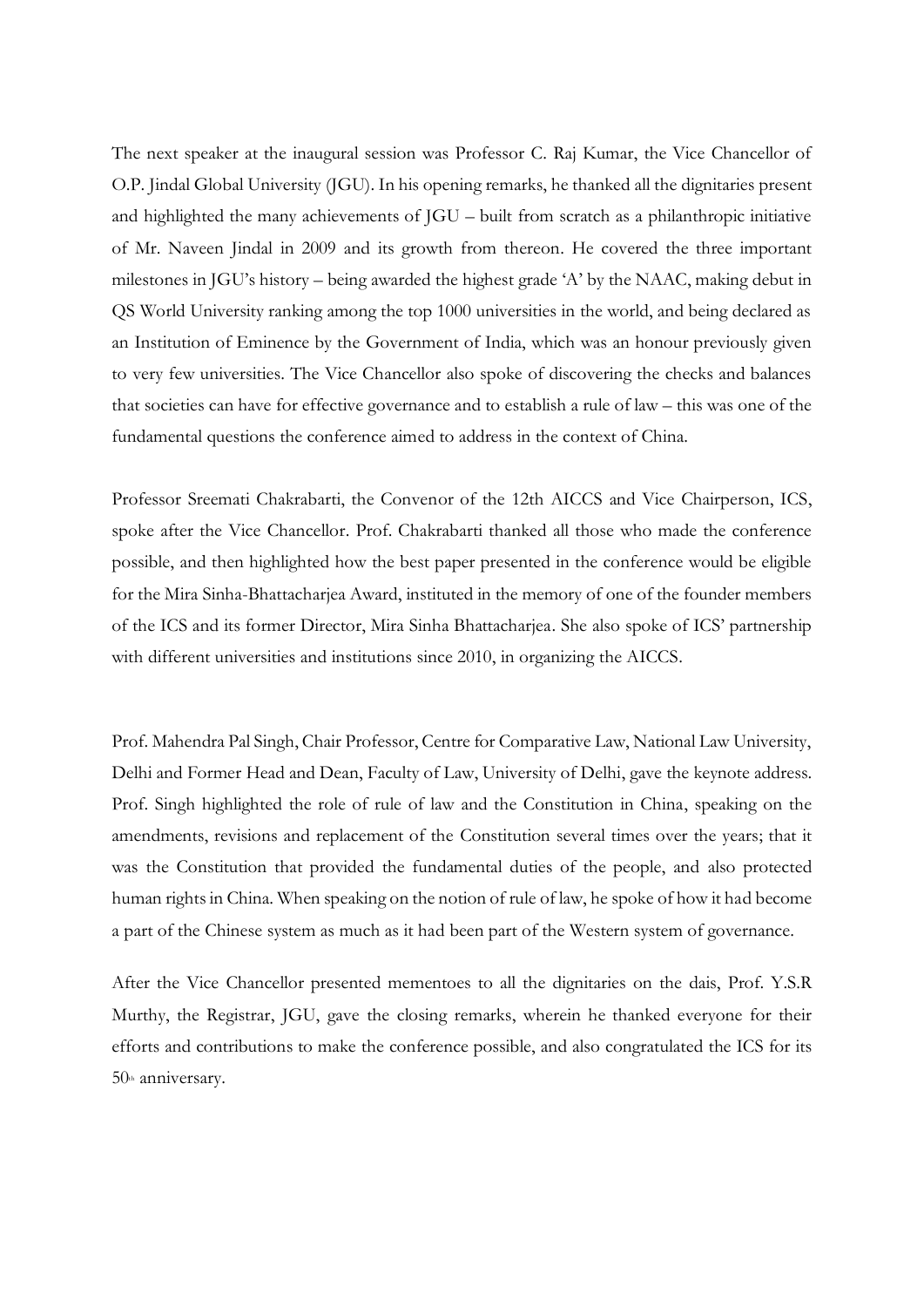The next speaker at the inaugural session was Professor C. Raj Kumar, the Vice Chancellor of O.P. Jindal Global University (JGU). In his opening remarks, he thanked all the dignitaries present and highlighted the many achievements of JGU – built from scratch as a philanthropic initiative of Mr. Naveen Jindal in 2009 and its growth from thereon. He covered the three important milestones in JGU's history – being awarded the highest grade 'A' by the NAAC, making debut in QS World University ranking among the top 1000 universities in the world, and being declared as an Institution of Eminence by the Government of India, which was an honour previously given to very few universities. The Vice Chancellor also spoke of discovering the checks and balances that societies can have for effective governance and to establish a rule of law – this was one of the fundamental questions the conference aimed to address in the context of China.

Professor Sreemati Chakrabarti, the Convenor of the 12th AICCS and Vice Chairperson, ICS, spoke after the Vice Chancellor. Prof. Chakrabarti thanked all those who made the conference possible, and then highlighted how the best paper presented in the conference would be eligible for the Mira Sinha-Bhattacharjea Award, instituted in the memory of one of the founder members of the ICS and its former Director, Mira Sinha Bhattacharjea. She also spoke of ICS' partnership with different universities and institutions since 2010, in organizing the AICCS.

Prof. Mahendra Pal Singh, Chair Professor, Centre for Comparative Law, National Law University, Delhi and Former Head and Dean, Faculty of Law, University of Delhi, gave the keynote address. Prof. Singh highlighted the role of rule of law and the Constitution in China, speaking on the amendments, revisions and replacement of the Constitution several times over the years; that it was the Constitution that provided the fundamental duties of the people, and also protected human rights in China. When speaking on the notion of rule of law, he spoke of how it had become a part of the Chinese system as much as it had been part of the Western system of governance.

After the Vice Chancellor presented mementoes to all the dignitaries on the dais, Prof. Y.S.R Murthy, the Registrar, JGU, gave the closing remarks, wherein he thanked everyone for their efforts and contributions to make the conference possible, and also congratulated the ICS for its 50th anniversary.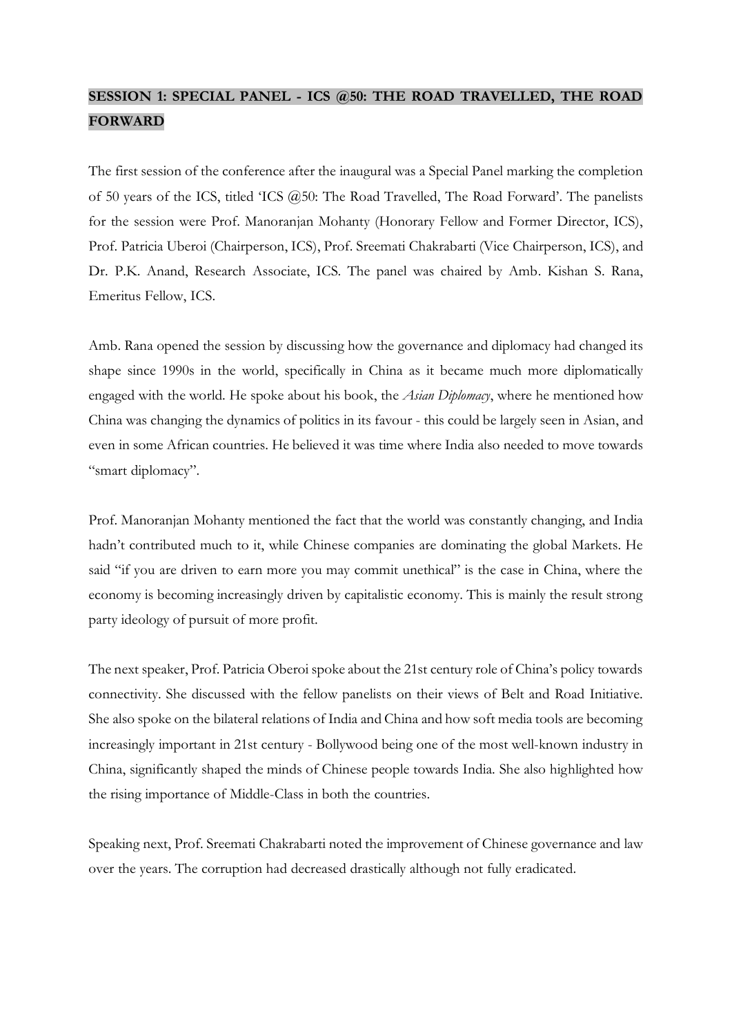## SESSION 1: SPECIAL PANEL - ICS @50: THE ROAD TRAVELLED, THE ROAD FORWARD

The first session of the conference after the inaugural was a Special Panel marking the completion of 50 years of the ICS, titled 'ICS @50: The Road Travelled, The Road Forward'. The panelists for the session were Prof. Manoranjan Mohanty (Honorary Fellow and Former Director, ICS), Prof. Patricia Uberoi (Chairperson, ICS), Prof. Sreemati Chakrabarti (Vice Chairperson, ICS), and Dr. P.K. Anand, Research Associate, ICS. The panel was chaired by Amb. Kishan S. Rana, Emeritus Fellow, ICS.

Amb. Rana opened the session by discussing how the governance and diplomacy had changed its shape since 1990s in the world, specifically in China as it became much more diplomatically engaged with the world. He spoke about his book, the *Asian Diplomacy*, where he mentioned how China was changing the dynamics of politics in its favour - this could be largely seen in Asian, and even in some African countries. He believed it was time where India also needed to move towards "smart diplomacy".

Prof. Manoranjan Mohanty mentioned the fact that the world was constantly changing, and India hadn't contributed much to it, while Chinese companies are dominating the global Markets. He said "if you are driven to earn more you may commit unethical" is the case in China, where the economy is becoming increasingly driven by capitalistic economy. This is mainly the result strong party ideology of pursuit of more profit.

The next speaker, Prof. Patricia Oberoi spoke about the 21st century role of China's policy towards connectivity. She discussed with the fellow panelists on their views of Belt and Road Initiative. She also spoke on the bilateral relations of India and China and how soft media tools are becoming increasingly important in 21st century - Bollywood being one of the most well-known industry in China, significantly shaped the minds of Chinese people towards India. She also highlighted how the rising importance of Middle-Class in both the countries.

Speaking next, Prof. Sreemati Chakrabarti noted the improvement of Chinese governance and law over the years. The corruption had decreased drastically although not fully eradicated.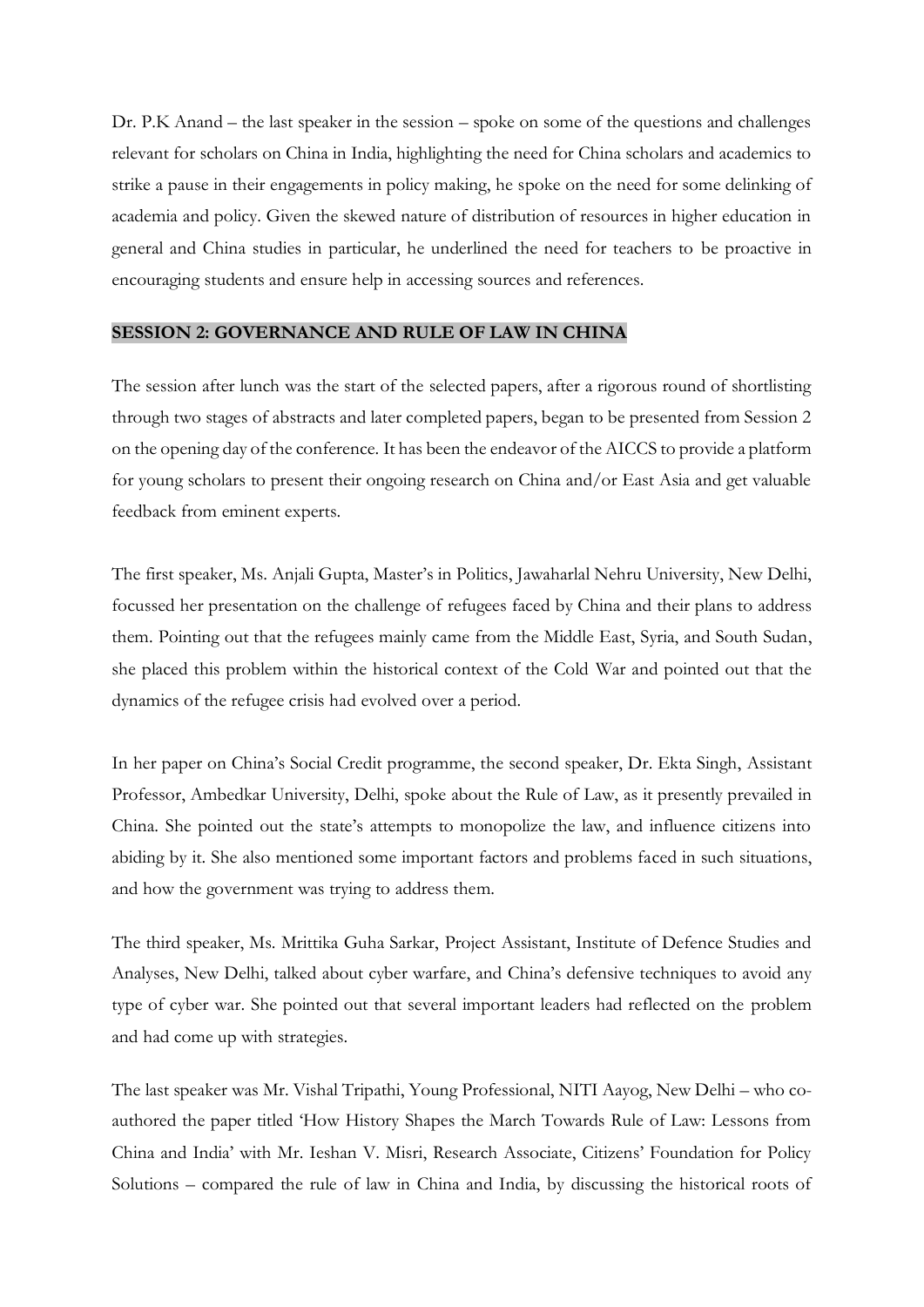Dr. P.K Anand – the last speaker in the session – spoke on some of the questions and challenges relevant for scholars on China in India, highlighting the need for China scholars and academics to strike a pause in their engagements in policy making, he spoke on the need for some delinking of academia and policy. Given the skewed nature of distribution of resources in higher education in general and China studies in particular, he underlined the need for teachers to be proactive in encouraging students and ensure help in accessing sources and references.

## SESSION 2: GOVERNANCE AND RULE OF LAW IN CHINA

The session after lunch was the start of the selected papers, after a rigorous round of shortlisting through two stages of abstracts and later completed papers, began to be presented from Session 2 on the opening day of the conference. It has been the endeavor of the AICCS to provide a platform for young scholars to present their ongoing research on China and/or East Asia and get valuable feedback from eminent experts.

The first speaker, Ms. Anjali Gupta, Master's in Politics, Jawaharlal Nehru University, New Delhi, focussed her presentation on the challenge of refugees faced by China and their plans to address them. Pointing out that the refugees mainly came from the Middle East, Syria, and South Sudan, she placed this problem within the historical context of the Cold War and pointed out that the dynamics of the refugee crisis had evolved over a period.

In her paper on China's Social Credit programme, the second speaker, Dr. Ekta Singh, Assistant Professor, Ambedkar University, Delhi, spoke about the Rule of Law, as it presently prevailed in China. She pointed out the state's attempts to monopolize the law, and influence citizens into abiding by it. She also mentioned some important factors and problems faced in such situations, and how the government was trying to address them.

The third speaker, Ms. Mrittika Guha Sarkar, Project Assistant, Institute of Defence Studies and Analyses, New Delhi, talked about cyber warfare, and China's defensive techniques to avoid any type of cyber war. She pointed out that several important leaders had reflected on the problem and had come up with strategies.

The last speaker was Mr. Vishal Tripathi, Young Professional, NITI Aayog, New Delhi – who co-authored the paper titled 'How History Shapes the March Towards Rule of Law: Lessons from China and India' with Mr. Ieshan V. Misri, Research Associate, Citizens' Foundation for Policy Solutions – compared the rule of law in China and India, by discussing the historical roots of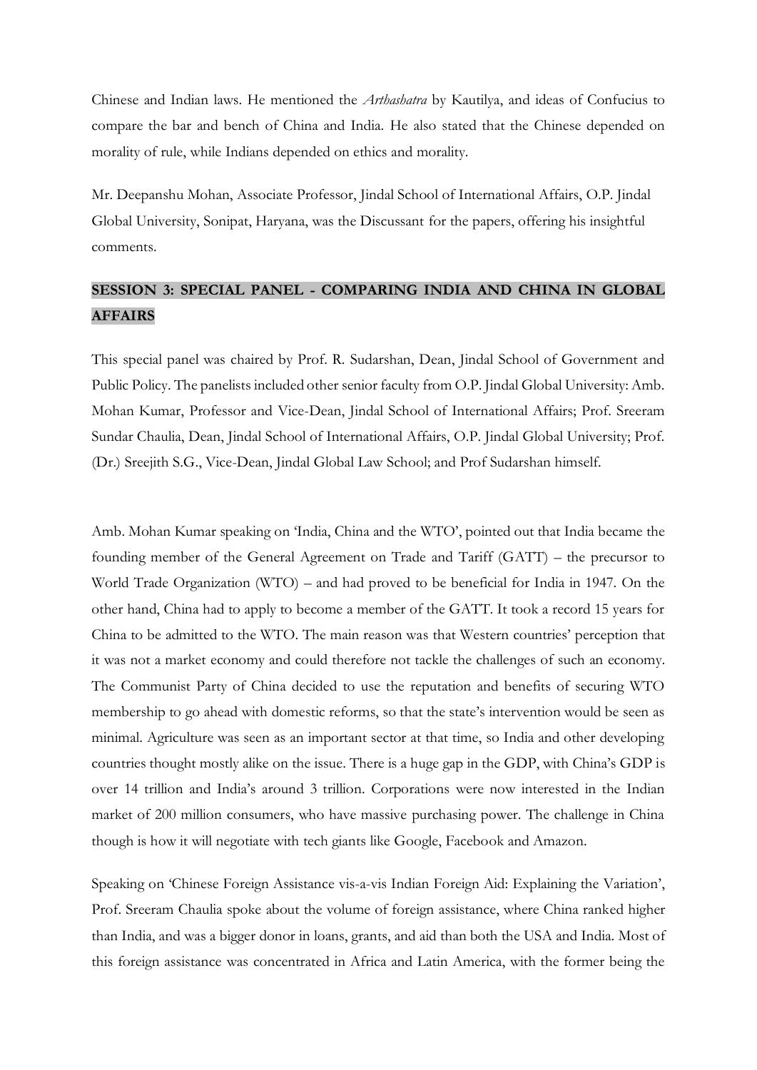Chinese and Indian laws. He mentioned the *Arthashatra* by Kautilya, and ideas of Confucius to compare the bar and bench of China and India. He also stated that the Chinese depended on morality of rule, while Indians depended on ethics and morality.

Mr. Deepanshu Mohan, Associate Professor, Jindal School of International Affairs, O.P. Jindal Global University, Sonipat, Haryana, was the Discussant for the papers, offering his insightful comments.

## SESSION 3: SPECIAL PANEL - COMPARING INDIA AND CHINA IN GLOBAL AFFAIRS

This special panel was chaired by Prof. R. Sudarshan, Dean, Jindal School of Government and Public Policy. The panelists included other senior faculty from O.P. Jindal Global University: Amb. Mohan Kumar, Professor and Vice-Dean, Jindal School of International Affairs; Prof. Sreeram Sundar Chaulia, Dean, Jindal School of International Affairs, O.P. Jindal Global University; Prof. (Dr.) Sreejith S.G., Vice-Dean, Jindal Global Law School; and Prof Sudarshan himself.

Amb. Mohan Kumar speaking on 'India, China and the WTO', pointed out that India became the founding member of the General Agreement on Trade and Tariff (GATT) – the precursor to World Trade Organization (WTO) – and had proved to be beneficial for India in 1947. On the other hand, China had to apply to become a member of the GATT. It took a record 15 years for China to be admitted to the WTO. The main reason was that Western countries' perception that it was not a market economy and could therefore not tackle the challenges of such an economy. The Communist Party of China decided to use the reputation and benefits of securing WTO membership to go ahead with domestic reforms, so that the state's intervention would be seen as minimal. Agriculture was seen as an important sector at that time, so India and other developing countries thought mostly alike on the issue. There is a huge gap in the GDP, with China's GDP is over 14 trillion and India's around 3 trillion. Corporations were now interested in the Indian market of 200 million consumers, who have massive purchasing power. The challenge in China though is how it will negotiate with tech giants like Google, Facebook and Amazon.

Speaking on 'Chinese Foreign Assistance vis-a-vis Indian Foreign Aid: Explaining the Variation', Prof. Sreeram Chaulia spoke about the volume of foreign assistance, where China ranked higher than India, and was a bigger donor in loans, grants, and aid than both the USA and India. Most of this foreign assistance was concentrated in Africa and Latin America, with the former being the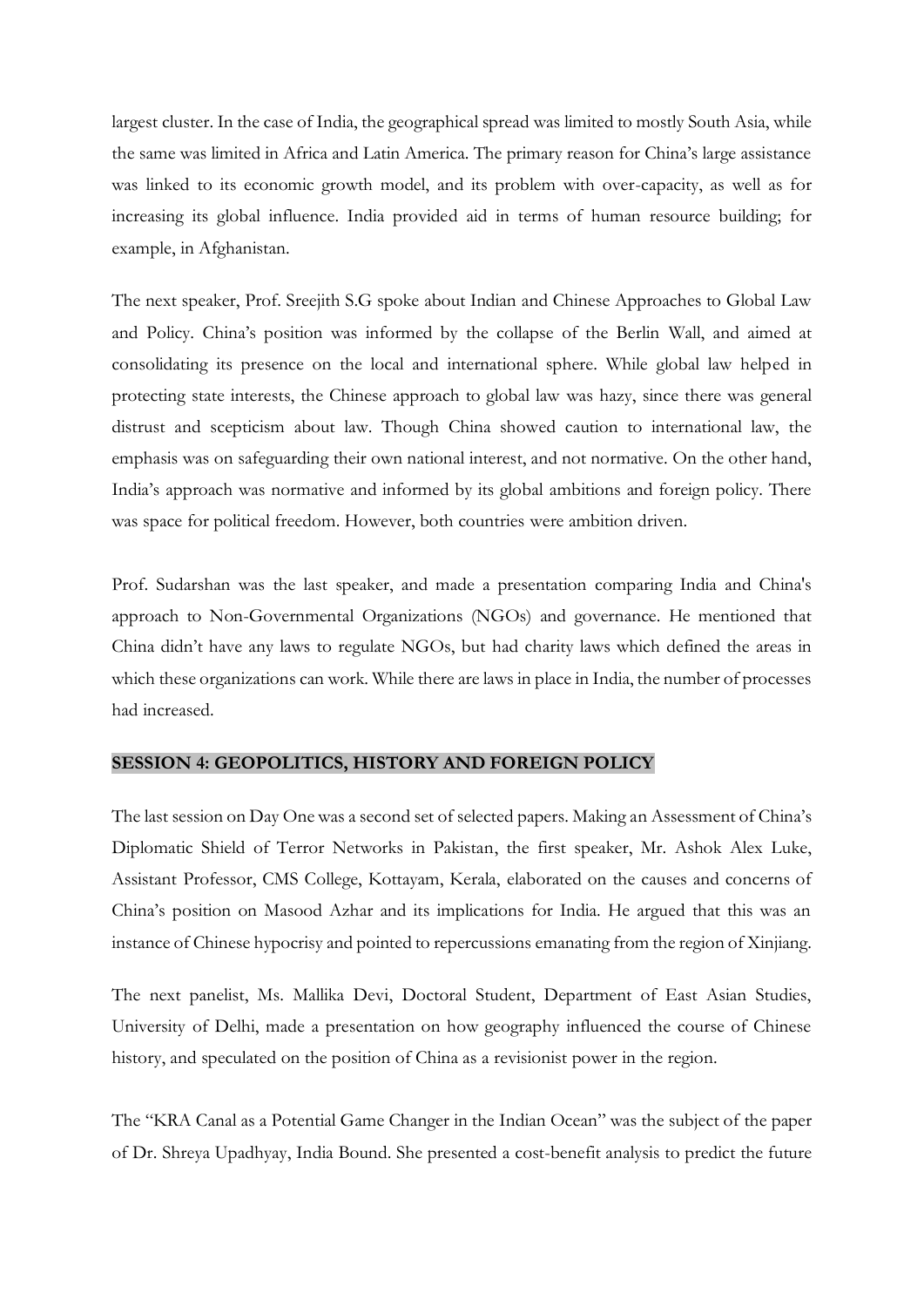largest cluster. In the case of India, the geographical spread was limited to mostly South Asia, while the same was limited in Africa and Latin America. The primary reason for China's large assistance was linked to its economic growth model, and its problem with over-capacity, as well as for increasing its global influence. India provided aid in terms of human resource building; for example, in Afghanistan.

The next speaker, Prof. Sreejith S.G spoke about Indian and Chinese Approaches to Global Law and Policy. China's position was informed by the collapse of the Berlin Wall, and aimed at consolidating its presence on the local and international sphere. While global law helped in protecting state interests, the Chinese approach to global law was hazy, since there was general distrust and scepticism about law. Though China showed caution to international law, the emphasis was on safeguarding their own national interest, and not normative. On the other hand, India's approach was normative and informed by its global ambitions and foreign policy. There was space for political freedom. However, both countries were ambition driven.

Prof. Sudarshan was the last speaker, and made a presentation comparing India and China's approach to Non-Governmental Organizations (NGOs) and governance. He mentioned that China didn't have any laws to regulate NGOs, but had charity laws which defined the areas in which these organizations can work. While there are laws in place in India, the number of processes had increased.

## SESSION 4: GEOPOLITICS, HISTORY AND FOREIGN POLICY

The last session on Day One was a second set of selected papers. Making an Assessment of China's Diplomatic Shield of Terror Networks in Pakistan, the first speaker, Mr. Ashok Alex Luke, Assistant Professor, CMS College, Kottayam, Kerala, elaborated on the causes and concerns of China's position on Masood Azhar and its implications for India. He argued that this was an instance of Chinese hypocrisy and pointed to repercussions emanating from the region of Xinjiang.

The next panelist, Ms. Mallika Devi, Doctoral Student, Department of East Asian Studies, University of Delhi, made a presentation on how geography influenced the course of Chinese history, and speculated on the position of China as a revisionist power in the region.

The "KRA Canal as a Potential Game Changer in the Indian Ocean" was the subject of the paper of Dr. Shreya Upadhyay, India Bound. She presented a cost-benefit analysis to predict the future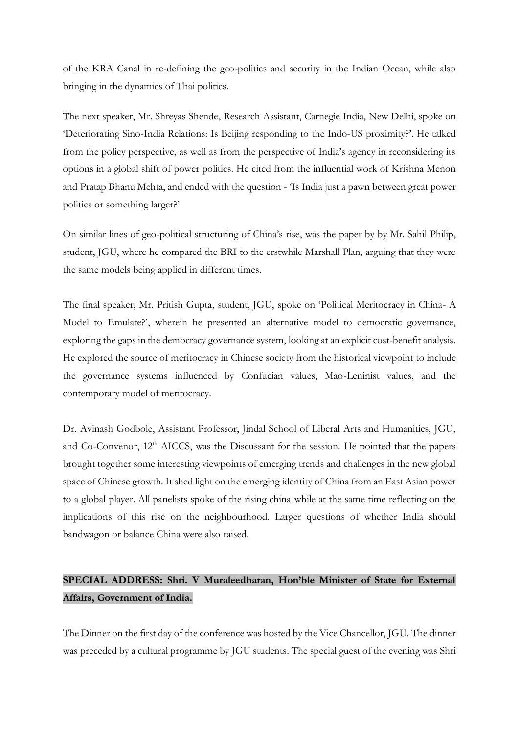of the KRA Canal in re-defining the geo-politics and security in the Indian Ocean, while also bringing in the dynamics of Thai politics.

The next speaker, Mr. Shreyas Shende, Research Assistant, Carnegie India, New Delhi, spoke on 'Deteriorating Sino-India Relations: Is Beijing responding to the Indo-US proximity?'. He talked from the policy perspective, as well as from the perspective of India's agency in reconsidering its options in a global shift of power politics. He cited from the influential work of Krishna Menon and Pratap Bhanu Mehta, and ended with the question - 'Is India just a pawn between great power politics or something larger?'

On similar lines of geo-political structuring of China's rise, was the paper by by Mr. Sahil Philip, student, JGU, where he compared the BRI to the erstwhile Marshall Plan, arguing that they were the same models being applied in different times.

The final speaker, Mr. Pritish Gupta, student, JGU, spoke on 'Political Meritocracy in China- A Model to Emulate?', wherein he presented an alternative model to democratic governance, exploring the gaps in the democracy governance system, looking at an explicit cost-benefit analysis. He explored the source of meritocracy in Chinese society from the historical viewpoint to include the governance systems influenced by Confucian values, Mao-Leninist values, and the contemporary model of meritocracy.

Dr. Avinash Godbole, Assistant Professor, Jindal School of Liberal Arts and Humanities, JGU, and Co-Convenor, 12th AICCS, was the Discussant for the session. He pointed that the papers brought together some interesting viewpoints of emerging trends and challenges in the new global space of Chinese growth. It shed light on the emerging identity of China from an East Asian power to a global player. All panelists spoke of the rising china while at the same time reflecting on the implications of this rise on the neighbourhood. Larger questions of whether India should bandwagon or balance China were also raised.

**SPECIAL ADDRESS: Shri. V Muraleedharan, Hon'ble Minister of State for External Affairs, Government of India.**

The Dinner on the first day of the conference was hosted by the Vice Chancellor, JGU. The dinner was preceded by a cultural programme by JGU students. The special guest of the evening was Shri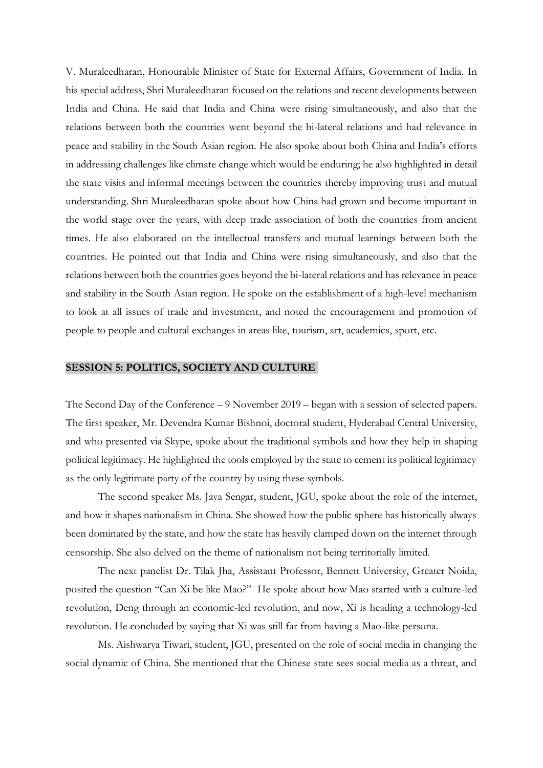V. Muraleedharan, Honourable Minister of State for External Affairs, Government of India. In his special address, Shri Muraleedharan focused on the relations and recent developments between India and China. He said that India and China were rising simultaneously, and also that the relations between both the countries went beyond the bi-lateral relations and had relevance in peace and stability in the South Asian region. He also spoke about both China and India's efforts in addressing challenges like climate change which would be enduring; he also highlighted in detail the state visits and informal meetings between the countries thereby improving trust and mutual understanding. Shri Muraleedharan spoke about how China had grown and become important in the world stage over the years, with deep trade association of both the countries from ancient times. He also elaborated on the intellectual transfers and mutual learnings between both the countries. He pointed out that India and China were rising simultaneously, and also that the relations between both the countries goes beyond the bi-lateral relations and has relevance in peace and stability in the South Asian region. He spoke on the establishment of a high-level mechanism to look at all issues of trade and investment, and noted the encouragement and promotion of people to people and cultural exchanges in areas like, tourism, art, academics, sport, etc.

## SESSION 5: POLITICS, SOCIETY AND CULTURE

The Second Day of the Conference – 9 November 2019 – began with a session of selected papers. The first speaker, Mr. Devendra Kumar Bishnoi, doctoral student, Hyderabad Central University, and who presented via Skype, spoke about the traditional symbols and how they help in shaping political legitimacy. He highlighted the tools employed by the state to cement its political legitimacy as the only legitimate party of the country by using these symbols.

The second speaker Ms. Jaya Sengar, student, JGU, spoke about the role of the internet, and how it shapes nationalism in China. She showed how the public sphere has historically always been dominated by the state, and how the state has heavily clamped down on the internet through censorship. She also delved on the theme of nationalism not being territorially limited.

The next panelist Dr. Tilak Jha, Assistant Professor, Bennett University, Greater Noida, posited the question "Can Xi be like Mao?" He spoke about how Mao started with a culture-led revolution, Deng through an economic-led revolution, and now, Xi is heading a technology-led revolution. He concluded by saying that Xi was still far from having a Mao-like persona.

Ms. Aishwarya Tiwari, student, JGU, presented on the role of social media in changing the social dynamic of China. She mentioned that the Chinese state sees social media as a threat, and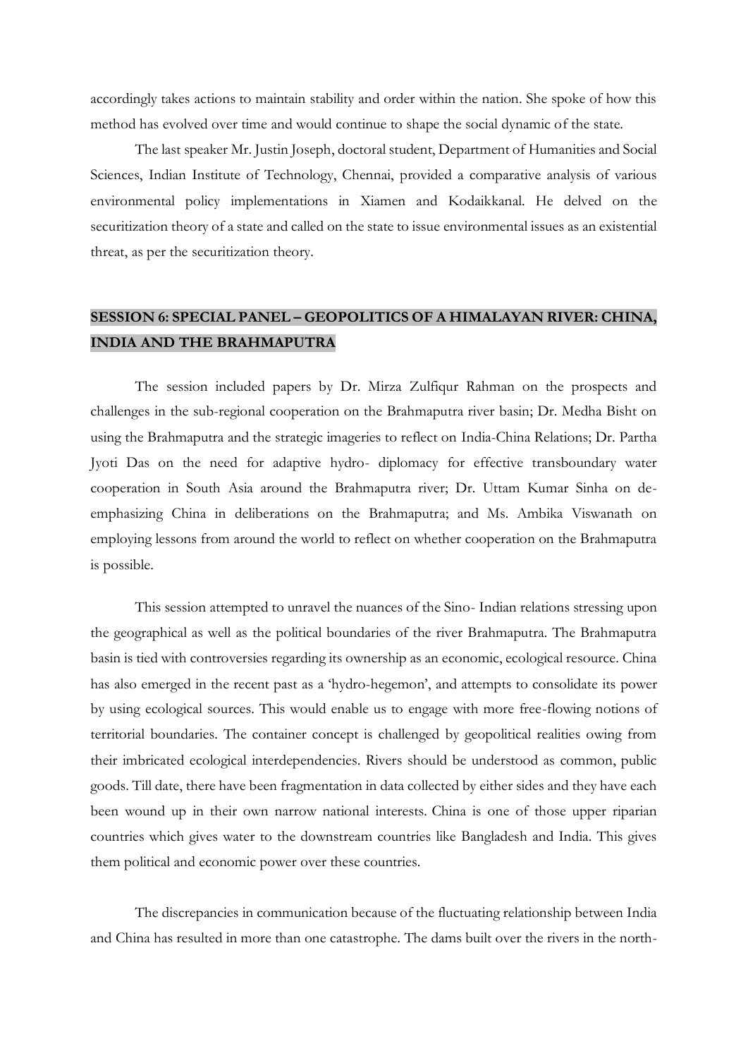accordingly takes actions to maintain stability and order within the nation. She spoke of how this method has evolved over time and would continue to shape the social dynamic of the state.

The last speaker Mr. Justin Joseph, doctoral student, Department of Humanities and Social Sciences, Indian Institute of Technology, Chennai, provided a comparative analysis of various environmental policy implementations in Xiamen and Kodaikkanal. He delved on the securitization theory of a state and called on the state to issue environmental issues as an existential threat, as per the securitization theory.

## SESSION 6: SPECIAL PANEL – GEOPOLITICS OF A HIMALAYAN RIVER: CHINA, INDIA AND THE BRAHMAPUTRA

The session included papers by Dr. Mirza Zulfiqur Rahman on the prospects and challenges in the sub-regional cooperation on the Brahmaputra river basin; Dr. Medha Bisht on using the Brahmaputra and the strategic imageries to reflect on India-China Relations; Dr. Partha Jyoti Das on the need for adaptive hydro- diplomacy for effective transboundary water cooperation in South Asia around the Brahmaputra river; Dr. Uttam Kumar Sinha on de-emphasizing China in deliberations on the Brahmaputra; and Ms. Ambika Viswanath on employing lessons from around the world to reflect on whether cooperation on the Brahmaputra is possible.

This session attempted to unravel the nuances of the Sino- Indian relations stressing upon the geographical as well as the political boundaries of the river Brahmaputra. The Brahmaputra basin is tied with controversies regarding its ownership as an economic, ecological resource. China has also emerged in the recent past as a 'hydro-hegemon', and attempts to consolidate its power by using ecological sources. This would enable us to engage with more free-flowing notions of territorial boundaries. The container concept is challenged by geopolitical realities owing from their imbricated ecological interdependencies. Rivers should be understood as common, public goods. Till date, there have been fragmentation in data collected by either sides and they have each been wound up in their own narrow national interests. China is one of those upper riparian countries which gives water to the downstream countries like Bangladesh and India. This gives them political and economic power over these countries.

The discrepancies in communication because of the fluctuating relationship between India and China has resulted in more than one catastrophe. The dams built over the rivers in the north-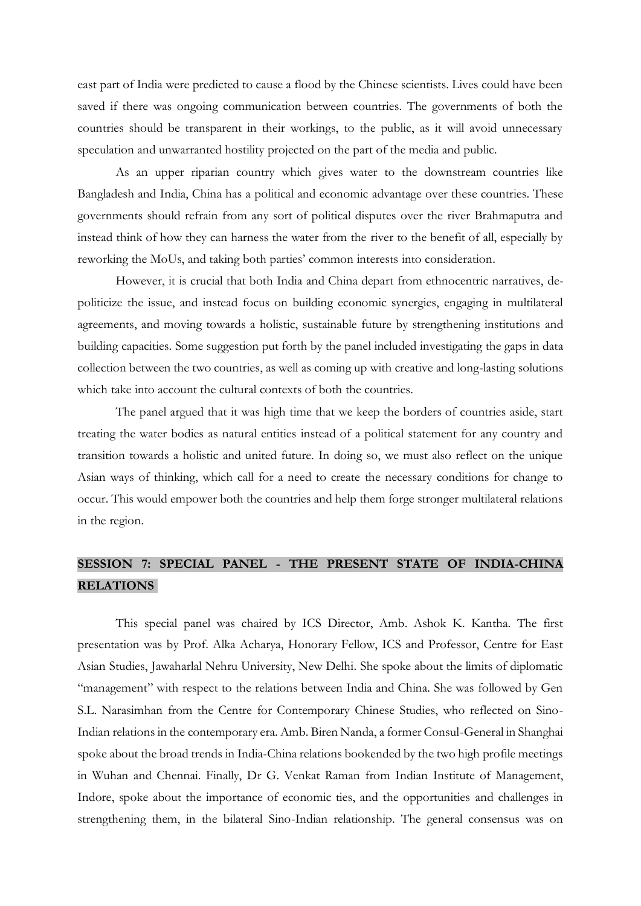east part of India were predicted to cause a flood by the Chinese scientists. Lives could have been saved if there was ongoing communication between countries. The governments of both the countries should be transparent in their workings, to the public, as it will avoid unnecessary speculation and unwarranted hostility projected on the part of the media and public.

As an upper riparian country which gives water to the downstream countries like Bangladesh and India, China has a political and economic advantage over these countries. These governments should refrain from any sort of political disputes over the river Brahmaputra and instead think of how they can harness the water from the river to the benefit of all, especially by reworking the MoUs, and taking both parties' common interests into consideration.

However, it is crucial that both India and China depart from ethnocentric narratives, depoliticize the issue, and instead focus on building economic synergies, engaging in multilateral agreements, and moving towards a holistic, sustainable future by strengthening institutions and building capacities. Some suggestion put forth by the panel included investigating the gaps in data collection between the two countries, as well as coming up with creative and long-lasting solutions which take into account the cultural contexts of both the countries.

The panel argued that it was high time that we keep the borders of countries aside, start treating the water bodies as natural entities instead of a political statement for any country and transition towards a holistic and united future. In doing so, we must also reflect on the unique Asian ways of thinking, which call for a need to create the necessary conditions for change to occur. This would empower both the countries and help them forge stronger multilateral relations in the region.

## SESSION 7: SPECIAL PANEL - THE PRESENT STATE OF INDIA-CHINA RELATIONS

This special panel was chaired by ICS Director, Amb. Ashok K. Kantha. The first presentation was by Prof. Alka Acharya, Honorary Fellow, ICS and Professor, Centre for East Asian Studies, Jawaharlal Nehru University, New Delhi. She spoke about the limits of diplomatic "management" with respect to the relations between India and China. She was followed by Gen S.L. Narasimhan from the Centre for Contemporary Chinese Studies, who reflected on Sino-Indian relations in the contemporary era. Amb. Biren Nanda, a former Consul-General in Shanghai spoke about the broad trends in India-China relations bookended by the two high profile meetings in Wuhan and Chennai. Finally, Dr G. Venkat Raman from Indian Institute of Management, Indore, spoke about the importance of economic ties, and the opportunities and challenges in strengthening them, in the bilateral Sino-Indian relationship. The general consensus was on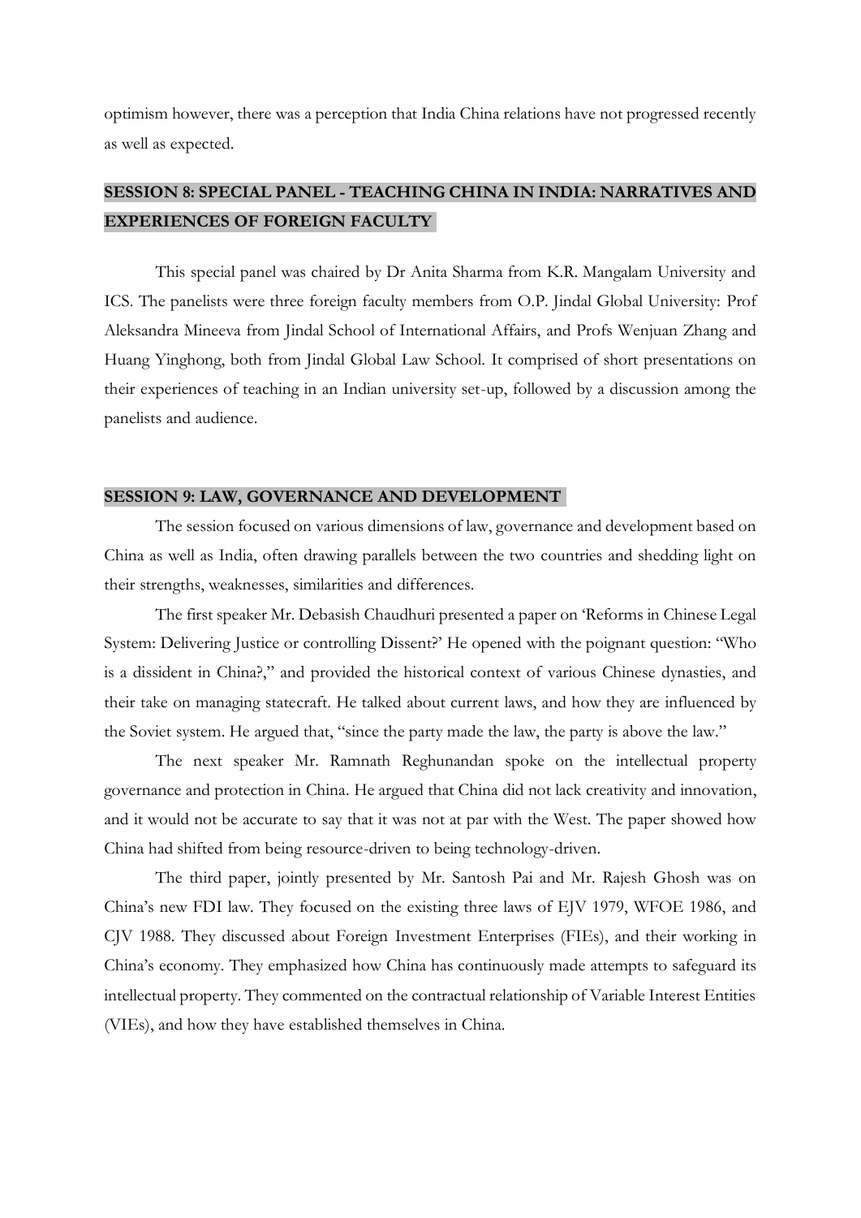optimism however, there was a perception that India China relations have not progressed recently as well as expected.

## SESSION 8: SPECIAL PANEL - TEACHING CHINA IN INDIA: NARRATIVES AND EXPERIENCES OF FOREIGN FACULTY

This special panel was chaired by Dr Anita Sharma from K.R. Mangalam University and ICS. The panelists were three foreign faculty members from O.P. Jindal Global University: Prof Aleksandra Mineeva from Jindal School of International Affairs, and Profs Wenjuan Zhang and Huang Yinghong, both from Jindal Global Law School. It comprised of short presentations on their experiences of teaching in an Indian university set-up, followed by a discussion among the panelists and audience.

## SESSION 9: LAW, GOVERNANCE AND DEVELOPMENT

The session focused on various dimensions of law, governance and development based on China as well as India, often drawing parallels between the two countries and shedding light on their strengths, weaknesses, similarities and differences.

The first speaker Mr. Debasish Chaudhuri presented a paper on 'Reforms in Chinese Legal System: Delivering Justice or controlling Dissent?' He opened with the poignant question: "Who is a dissident in China?," and provided the historical context of various Chinese dynasties, and their take on managing statecraft. He talked about current laws, and how they are influenced by the Soviet system. He argued that, "since the party made the law, the party is above the law."

The next speaker Mr. Ramnath Reghunandan spoke on the intellectual property governance and protection in China. He argued that China did not lack creativity and innovation, and it would not be accurate to say that it was not at par with the West. The paper showed how China had shifted from being resource-driven to being technology-driven.

The third paper, jointly presented by Mr. Santosh Pai and Mr. Rajesh Ghosh was on China's new FDI law. They focused on the existing three laws of EJV 1979, WFOE 1986, and CJV 1988. They discussed about Foreign Investment Enterprises (FIEs), and their working in China's economy. They emphasized how China has continuously made attempts to safeguard its intellectual property. They commented on the contractual relationship of Variable Interest Entities (VIEs), and how they have established themselves in China.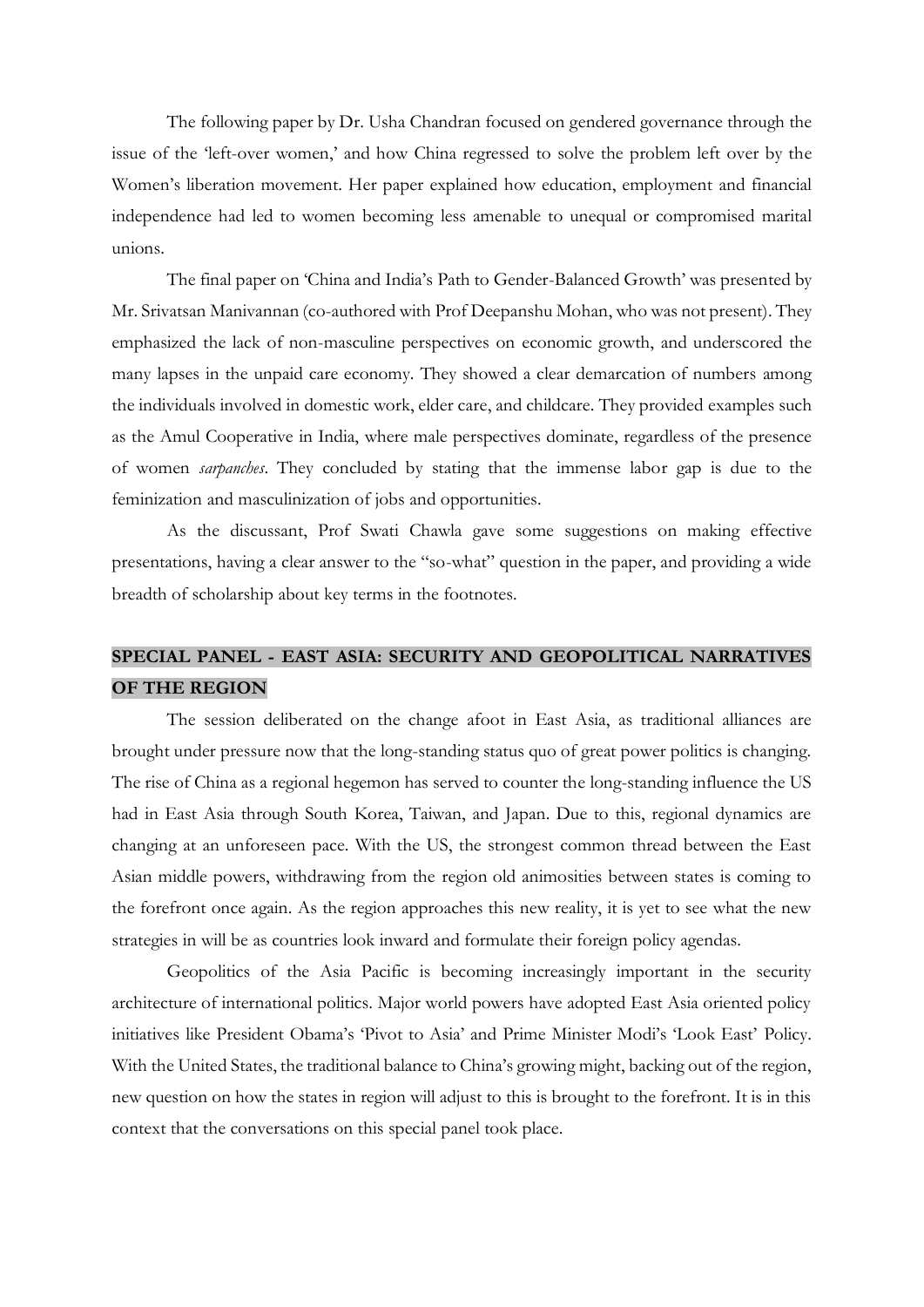The following paper by Dr. Usha Chandran focused on gendered governance through the issue of the 'left-over women,' and how China regressed to solve the problem left over by the Women's liberation movement. Her paper explained how education, employment and financial independence had led to women becoming less amenable to unequal or compromised marital unions.

The final paper on 'China and India's Path to Gender-Balanced Growth' was presented by Mr. Srivatsan Manivannan (co-authored with Prof Deepanshu Mohan, who was not present). They emphasized the lack of non-masculine perspectives on economic growth, and underscored the many lapses in the unpaid care economy. They showed a clear demarcation of numbers among the individuals involved in domestic work, elder care, and childcare. They provided examples such as the Amul Cooperative in India, where male perspectives dominate, regardless of the presence of women *sarpanches*. They concluded by stating that the immense labor gap is due to the feminization and masculinization of jobs and opportunities.

As the discussant, Prof Swati Chawla gave some suggestions on making effective presentations, having a clear answer to the "so-what" question in the paper, and providing a wide breadth of scholarship about key terms in the footnotes.

## SPECIAL PANEL - EAST ASIA: SECURITY AND GEOPOLITICAL NARRATIVES OF THE REGION

The session deliberated on the change afoot in East Asia, as traditional alliances are brought under pressure now that the long-standing status quo of great power politics is changing. The rise of China as a regional hegemon has served to counter the long-standing influence the US had in East Asia through South Korea, Taiwan, and Japan. Due to this, regional dynamics are changing at an unforeseen pace. With the US, the strongest common thread between the East Asian middle powers, withdrawing from the region old animosities between states is coming to the forefront once again. As the region approaches this new reality, it is yet to see what the new strategies in will be as countries look inward and formulate their foreign policy agendas.

Geopolitics of the Asia Pacific is becoming increasingly important in the security architecture of international politics. Major world powers have adopted East Asia oriented policy initiatives like President Obama's 'Pivot to Asia' and Prime Minister Modi's 'Look East' Policy. With the United States, the traditional balance to China's growing might, backing out of the region, new question on how the states in region will adjust to this is brought to the forefront. It is in this context that the conversations on this special panel took place.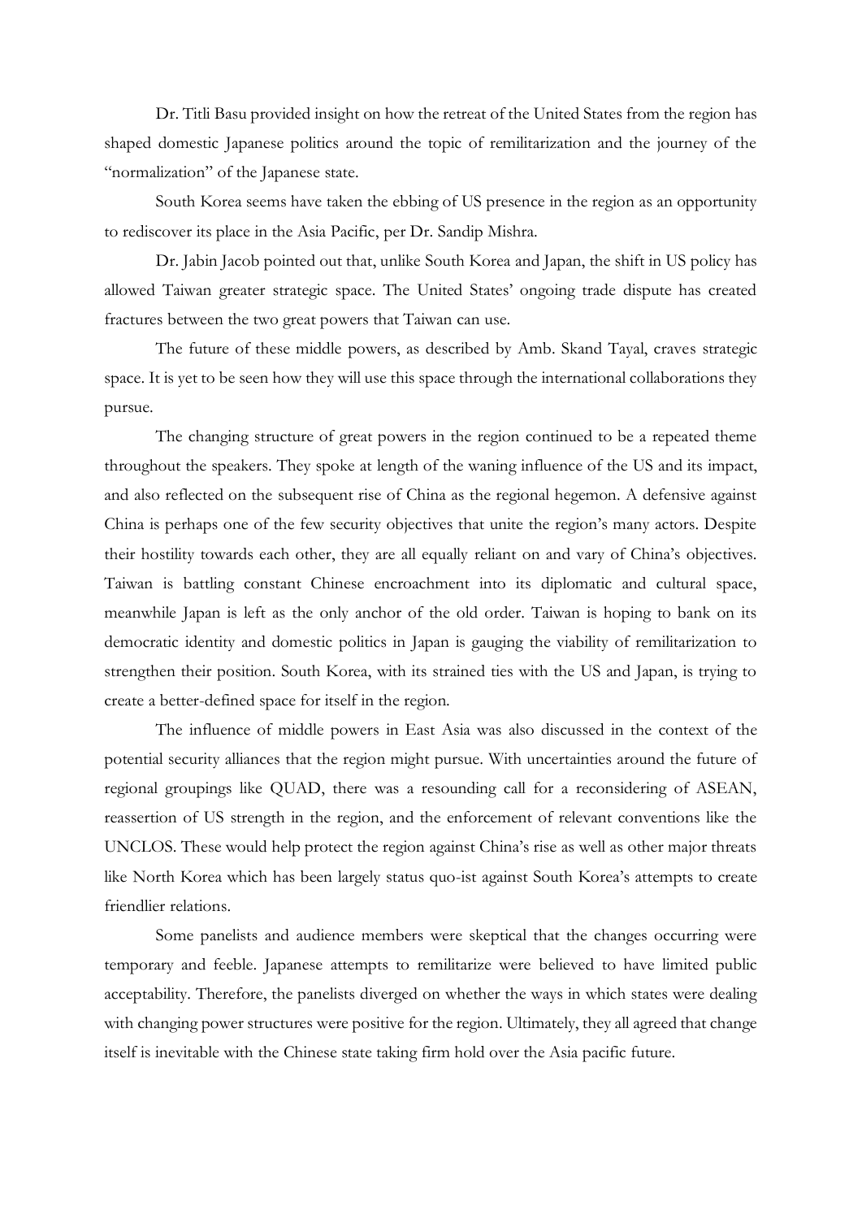Dr. Titli Basu provided insight on how the retreat of the United States from the region has shaped domestic Japanese politics around the topic of remilitarization and the journey of the "normalization" of the Japanese state.

South Korea seems have taken the ebbing of US presence in the region as an opportunity to rediscover its place in the Asia Pacific, per Dr. Sandip Mishra.

Dr. Jabin Jacob pointed out that, unlike South Korea and Japan, the shift in US policy has allowed Taiwan greater strategic space. The United States' ongoing trade dispute has created fractures between the two great powers that Taiwan can use.

The future of these middle powers, as described by Amb. Skand Tayal, craves strategic space. It is yet to be seen how they will use this space through the international collaborations they pursue.

The changing structure of great powers in the region continued to be a repeated theme throughout the speakers. They spoke at length of the waning influence of the US and its impact, and also reflected on the subsequent rise of China as the regional hegemon. A defensive against China is perhaps one of the few security objectives that unite the region's many actors. Despite their hostility towards each other, they are all equally reliant on and vary of China's objectives. Taiwan is battling constant Chinese encroachment into its diplomatic and cultural space, meanwhile Japan is left as the only anchor of the old order. Taiwan is hoping to bank on its democratic identity and domestic politics in Japan is gauging the viability of remilitarization to strengthen their position. South Korea, with its strained ties with the US and Japan, is trying to create a better-defined space for itself in the region.

The influence of middle powers in East Asia was also discussed in the context of the potential security alliances that the region might pursue. With uncertainties around the future of regional groupings like QUAD, there was a resounding call for a reconsidering of ASEAN, reassertion of US strength in the region, and the enforcement of relevant conventions like the UNCLOS. These would help protect the region against China's rise as well as other major threats like North Korea which has been largely status quo-ist against South Korea's attempts to create friendlier relations.

Some panelists and audience members were skeptical that the changes occurring were temporary and feeble. Japanese attempts to remilitarize were believed to have limited public acceptability. Therefore, the panelists diverged on whether the ways in which states were dealing with changing power structures were positive for the region. Ultimately, they all agreed that change itself is inevitable with the Chinese state taking firm hold over the Asia pacific future.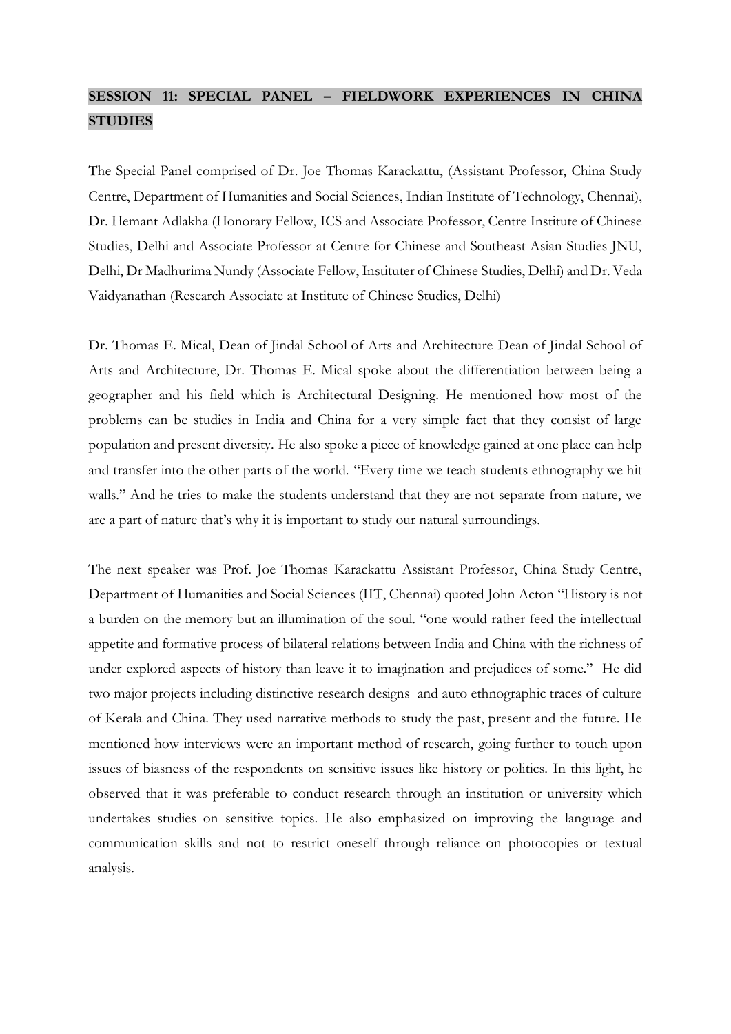**SESSION 11: SPECIAL PANEL – FIELDWORK EXPERIENCES IN CHINA STUDIES**

The Special Panel comprised of Dr. Joe Thomas Karackattu, (Assistant Professor, China Study Centre, Department of Humanities and Social Sciences, Indian Institute of Technology, Chennai), Dr. Hemant Adlakha (Honorary Fellow, ICS and Associate Professor, Centre Institute of Chinese Studies, Delhi and Associate Professor at Centre for Chinese and Southeast Asian Studies JNU, Delhi, Dr Madhurima Nundy (Associate Fellow, Instituter of Chinese Studies, Delhi) and Dr. Veda Vaidyanathan (Research Associate at Institute of Chinese Studies, Delhi)

Dr. Thomas E. Mical, Dean of Jindal School of Arts and Architecture Dean of Jindal School of Arts and Architecture, Dr. Thomas E. Mical spoke about the differentiation between being a geographer and his field which is Architectural Designing. He mentioned how most of the problems can be studies in India and China for a very simple fact that they consist of large population and present diversity. He also spoke a piece of knowledge gained at one place can help and transfer into the other parts of the world. "Every time we teach students ethnography we hit walls." And he tries to make the students understand that they are not separate from nature, we are a part of nature that's why it is important to study our natural surroundings.

The next speaker was Prof. Joe Thomas Karackattu Assistant Professor, China Study Centre, Department of Humanities and Social Sciences (IIT, Chennai) quoted John Acton "History is not a burden on the memory but an illumination of the soul. "one would rather feed the intellectual appetite and formative process of bilateral relations between India and China with the richness of under explored aspects of history than leave it to imagination and prejudices of some." He did two major projects including distinctive research designs and auto ethnographic traces of culture of Kerala and China. They used narrative methods to study the past, present and the future. He mentioned how interviews were an important method of research, going further to touch upon issues of biasness of the respondents on sensitive issues like history or politics. In this light, he observed that it was preferable to conduct research through an institution or university which undertakes studies on sensitive topics. He also emphasized on improving the language and communication skills and not to restrict oneself through reliance on photocopies or textual analysis.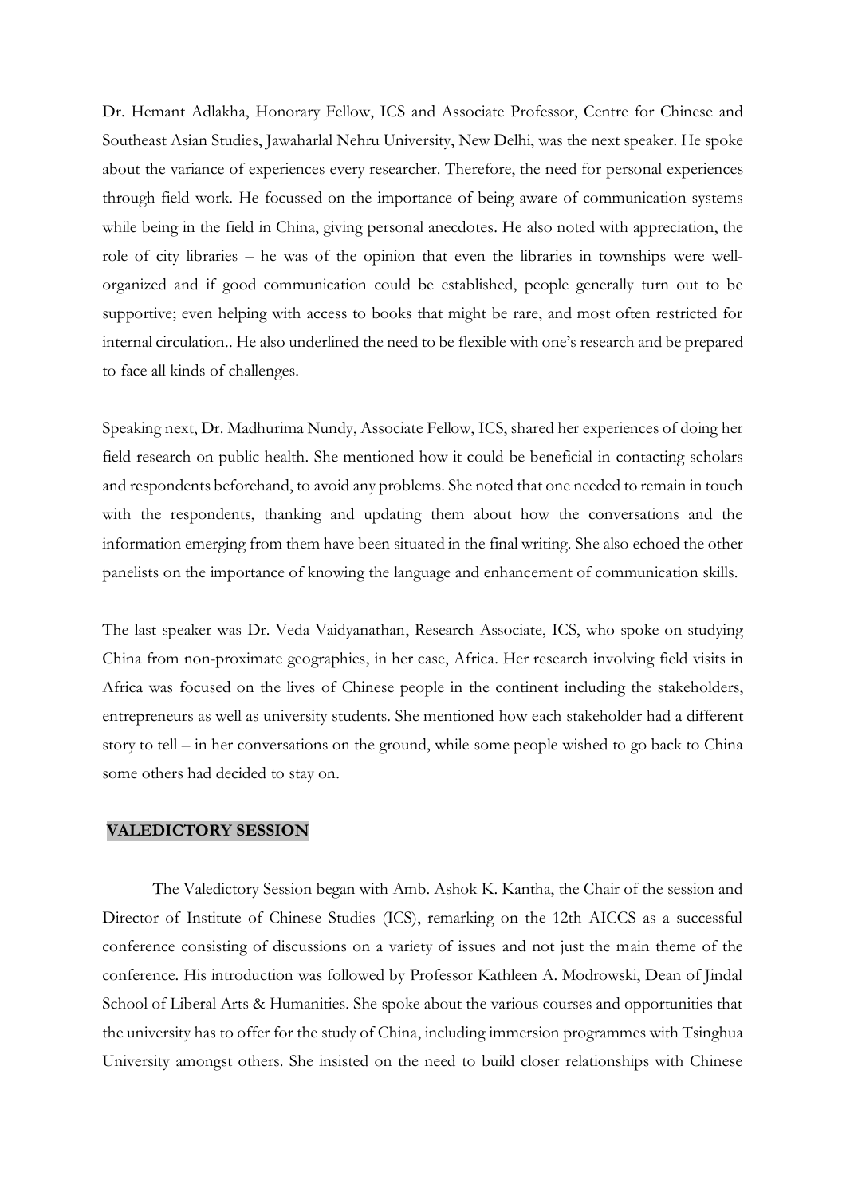Dr. Hemant Adlakha, Honorary Fellow, ICS and Associate Professor, Centre for Chinese and Southeast Asian Studies, Jawaharlal Nehru University, New Delhi, was the next speaker. He spoke about the variance of experiences every researcher. Therefore, the need for personal experiences through field work. He focussed on the importance of being aware of communication systems while being in the field in China, giving personal anecdotes. He also noted with appreciation, the role of city libraries – he was of the opinion that even the libraries in townships were well-organized and if good communication could be established, people generally turn out to be supportive; even helping with access to books that might be rare, and most often restricted for internal circulation.. He also underlined the need to be flexible with one's research and be prepared to face all kinds of challenges.

Speaking next, Dr. Madhurima Nundy, Associate Fellow, ICS, shared her experiences of doing her field research on public health. She mentioned how it could be beneficial in contacting scholars and respondents beforehand, to avoid any problems. She noted that one needed to remain in touch with the respondents, thanking and updating them about how the conversations and the information emerging from them have been situated in the final writing. She also echoed the other panelists on the importance of knowing the language and enhancement of communication skills.

The last speaker was Dr. Veda Vaidyanathan, Research Associate, ICS, who spoke on studying China from non-proximate geographies, in her case, Africa. Her research involving field visits in Africa was focused on the lives of Chinese people in the continent including the stakeholders, entrepreneurs as well as university students. She mentioned how each stakeholder had a different story to tell – in her conversations on the ground, while some people wished to go back to China some others had decided to stay on.

## VALEDICTORY SESSION

The Valedictory Session began with Amb. Ashok K. Kantha, the Chair of the session and Director of Institute of Chinese Studies (ICS), remarking on the 12th AICCS as a successful conference consisting of discussions on a variety of issues and not just the main theme of the conference. His introduction was followed by Professor Kathleen A. Modrowski, Dean of Jindal School of Liberal Arts & Humanities. She spoke about the various courses and opportunities that the university has to offer for the study of China, including immersion programmes with Tsinghua University amongst others. She insisted on the need to build closer relationships with Chinese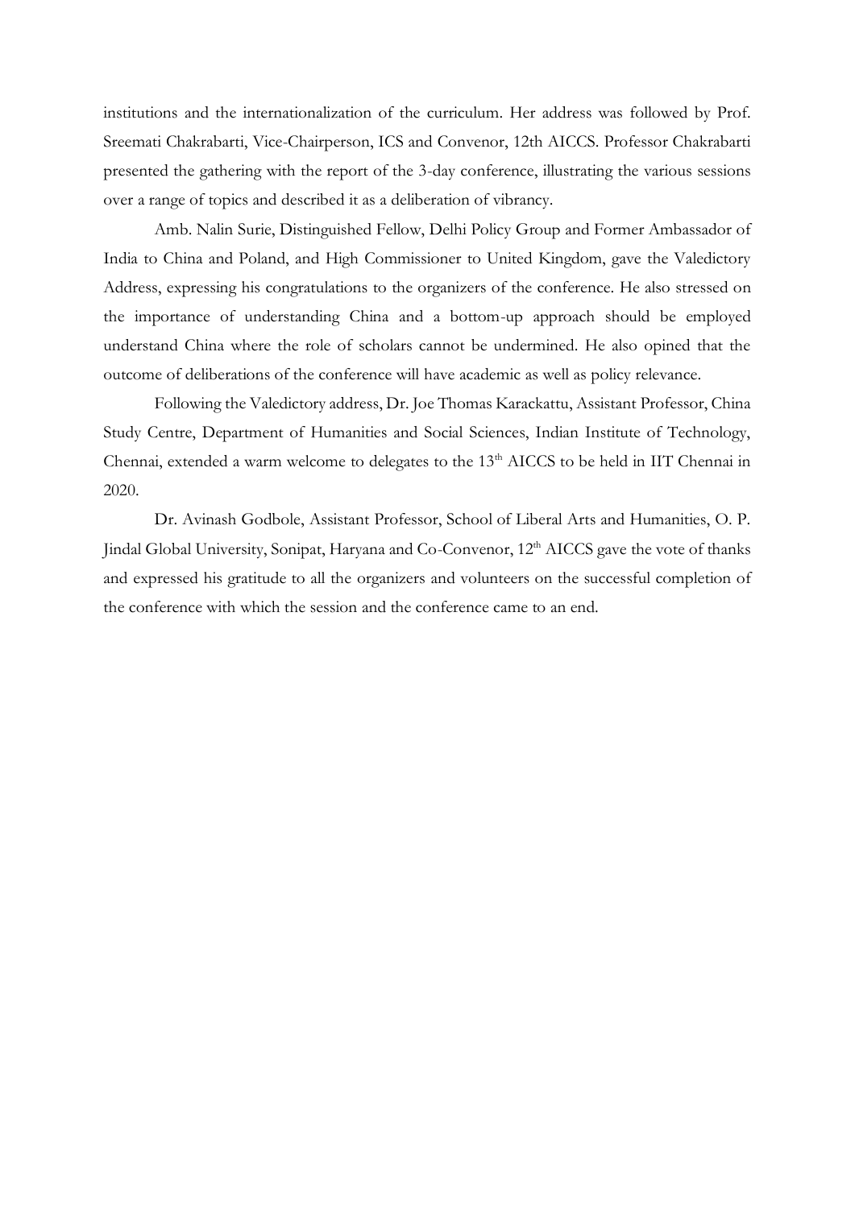institutions and the internationalization of the curriculum. Her address was followed by Prof. Sreemati Chakrabarti, Vice-Chairperson, ICS and Convenor, 12th AICCS. Professor Chakrabarti presented the gathering with the report of the 3-day conference, illustrating the various sessions over a range of topics and described it as a deliberation of vibrancy.

Amb. Nalin Surie, Distinguished Fellow, Delhi Policy Group and Former Ambassador of India to China and Poland, and High Commissioner to United Kingdom, gave the Valedictory Address, expressing his congratulations to the organizers of the conference. He also stressed on the importance of understanding China and a bottom-up approach should be employed understand China where the role of scholars cannot be undermined. He also opined that the outcome of deliberations of the conference will have academic as well as policy relevance.

Following the Valedictory address, Dr. Joe Thomas Karackattu, Assistant Professor, China Study Centre, Department of Humanities and Social Sciences, Indian Institute of Technology, Chennai, extended a warm welcome to delegates to the 13th AICCS to be held in IIT Chennai in 2020.

Dr. Avinash Godbole, Assistant Professor, School of Liberal Arts and Humanities, O. P. Jindal Global University, Sonipat, Haryana and Co-Convenor, 12th AICCS gave the vote of thanks and expressed his gratitude to all the organizers and volunteers on the successful completion of the conference with which the session and the conference came to an end.